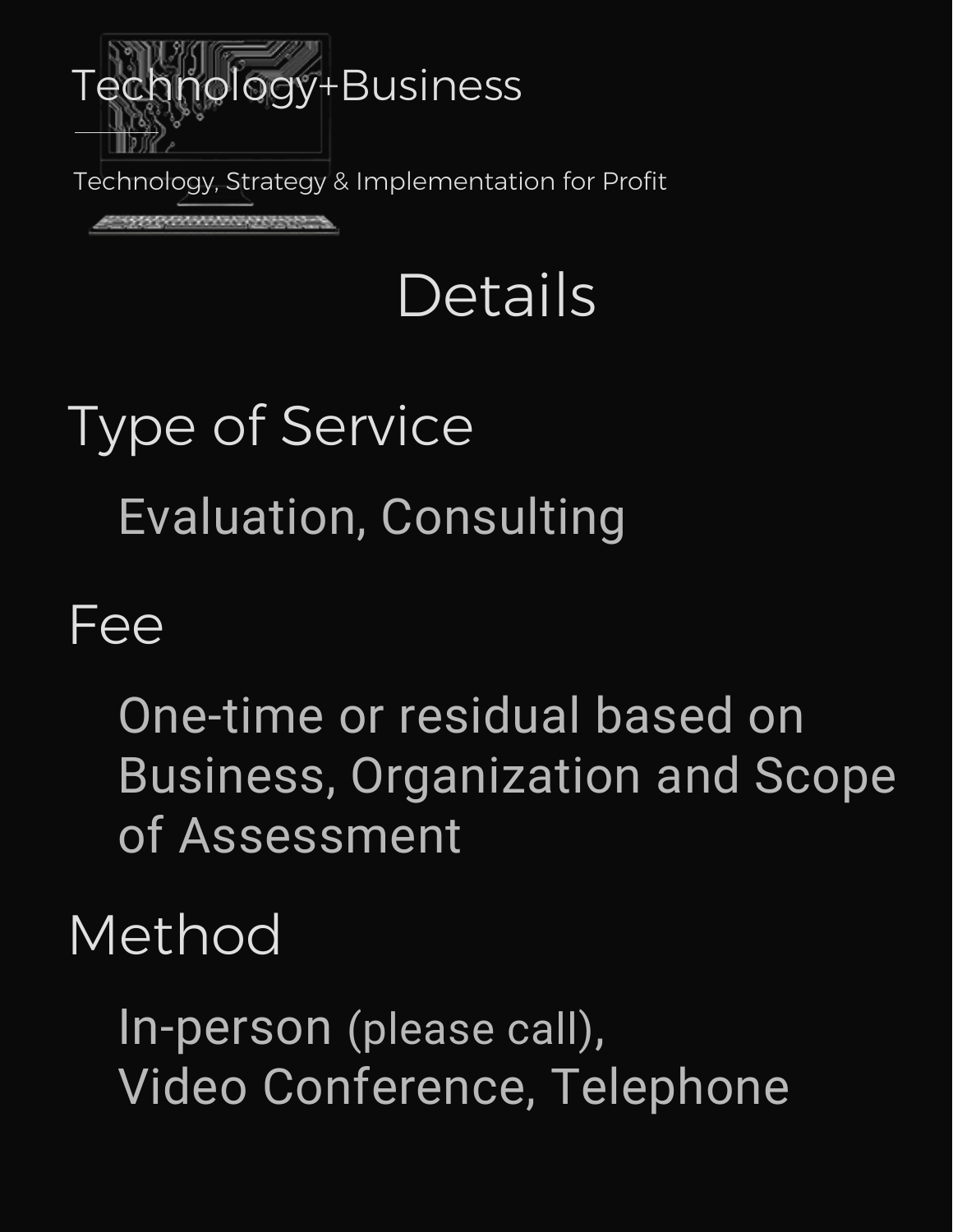Technology+Business

Technology, Strategy & Implementation for Profit

# Details

## Type of Service

Evaluation, Consulting

## Fee

One-time or residual based on Business, Organization and Scope of Assessment

## Method

In-person (please call),
Video Conference, Telephone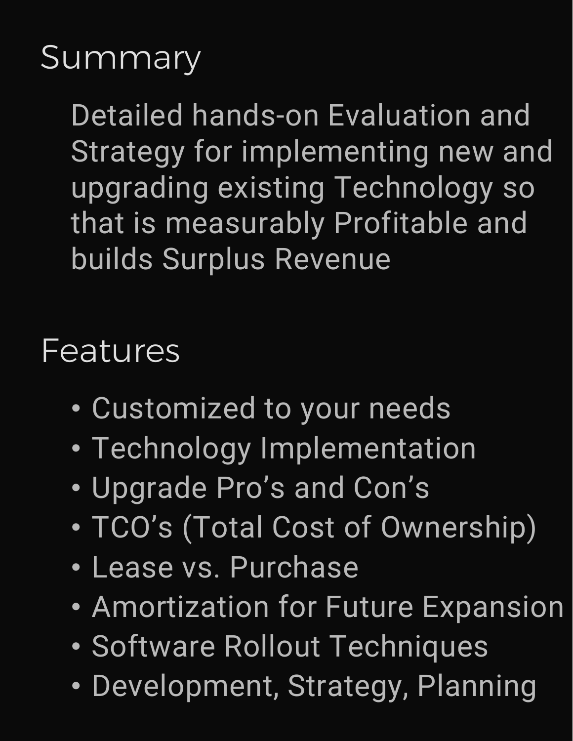## Summary

Detailed hands-on Evaluation and Strategy for implementing new and upgrading existing Technology so that is measurably Profitable and builds Surplus Revenue

## Features

- Customized to your needs
- Technology Implementation
- Upgrade Pro's and Con's
- TCO's (Total Cost of Ownership)
- Lease vs. Purchase
- Amortization for Future Expansion
- Software Rollout Techniques
- Development, Strategy, Planning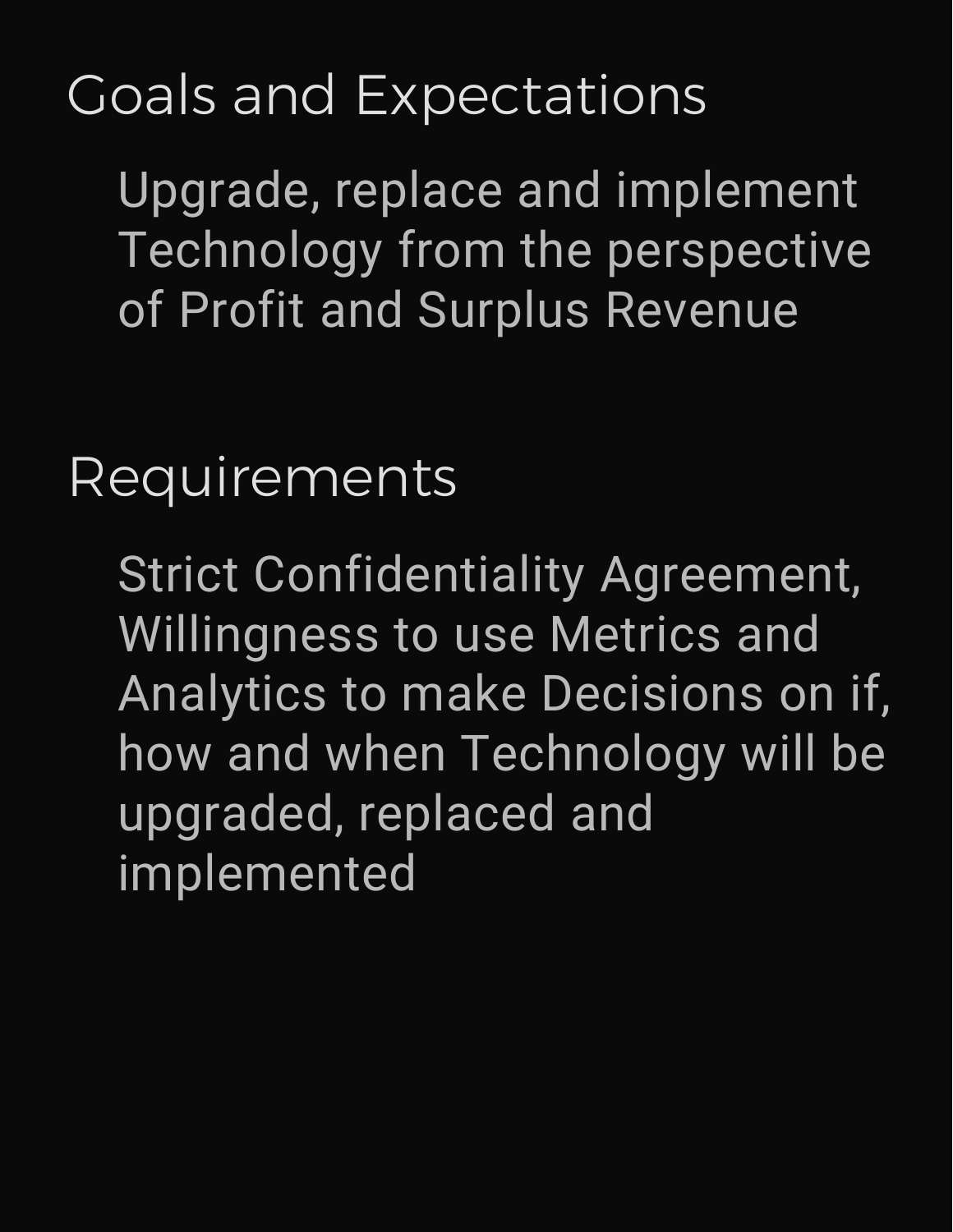## Goals and Expectations

Upgrade, replace and implement Technology from the perspective of Profit and Surplus Revenue

## Requirements

Strict Confidentiality Agreement, Willingness to use Metrics and Analytics to make Decisions on if, how and when Technology will be upgraded, replaced and implemented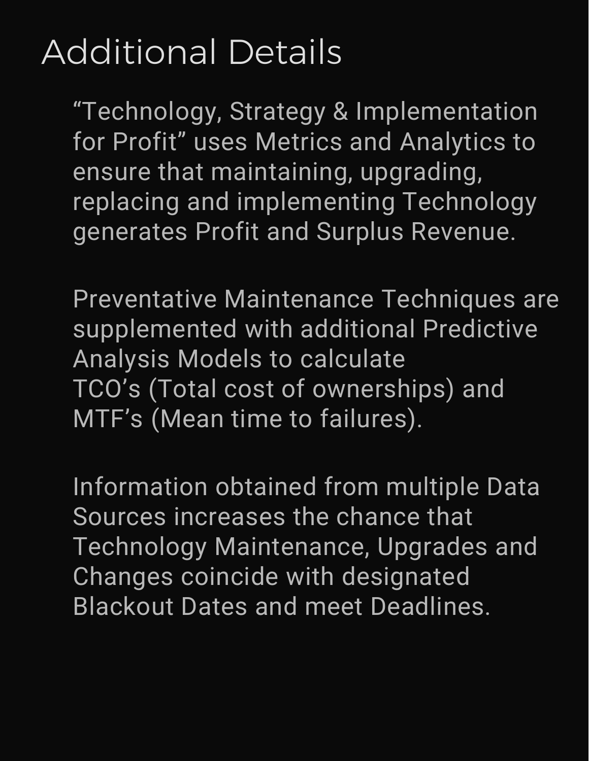# Additional Details

"Technology, Strategy & Implementation for Profit" uses Metrics and Analytics to ensure that maintaining, upgrading, replacing and implementing Technology generates Profit and Surplus Revenue.

Preventative Maintenance Techniques are supplemented with additional Predictive Analysis Models to calculate TCO's (Total cost of ownerships) and MTF's (Mean time to failures).

Information obtained from multiple Data Sources increases the chance that Technology Maintenance, Upgrades and Changes coincide with designated Blackout Dates and meet Deadlines.